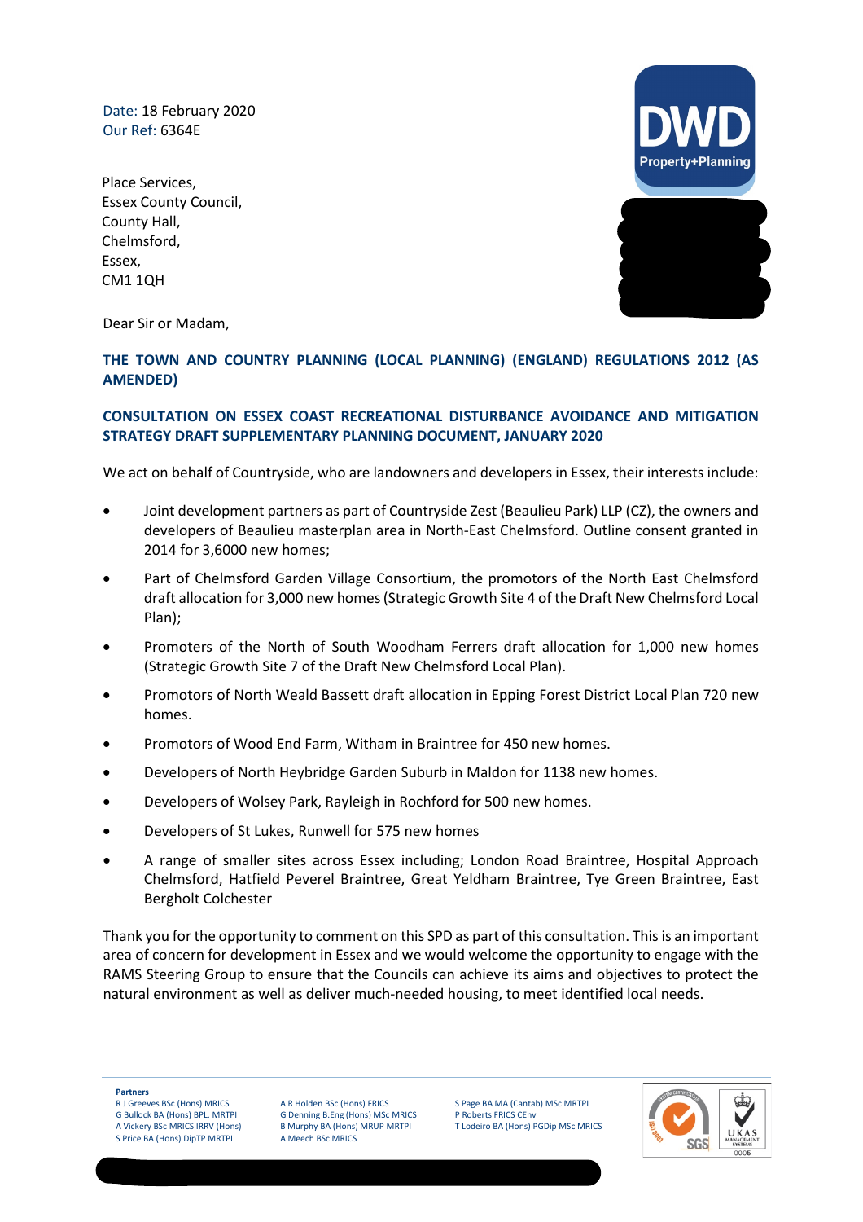Date: 18 February 2020
Our Ref: 6364E

Place Services,
Essex County Council,
County Hall,
Chelmsford,
Essex,
CM1 1QH

Dear Sir or Madam,

**THE TOWN AND COUNTRY PLANNING (LOCAL PLANNING) (ENGLAND) REGULATIONS 2012 (AS AMENDED)**

**CONSULTATION ON ESSEX COAST RECREATIONAL DISTURBANCE AVOIDANCE AND MITIGATION STRATEGY DRAFT SUPPLEMENTARY PLANNING DOCUMENT, JANUARY 2020**

We act on behalf of Countryside, who are landowners and developers in Essex, their interests include:

- Joint development partners as part of Countryside Zest (Beaulieu Park) LLP (CZ), the owners and developers of Beaulieu masterplan area in North-East Chelmsford. Outline consent granted in 2014 for 3,6000 new homes;
- Part of Chelmsford Garden Village Consortium, the promotors of the North East Chelmsford draft allocation for 3,000 new homes (Strategic Growth Site 4 of the Draft New Chelmsford Local Plan);
- Promoters of the North of South Woodham Ferrers draft allocation for 1,000 new homes (Strategic Growth Site 7 of the Draft New Chelmsford Local Plan).
- Promotors of North Weald Bassett draft allocation in Epping Forest District Local Plan 720 new homes.
- Promotors of Wood End Farm, Witham in Braintree for 450 new homes.
- Developers of North Heybridge Garden Suburb in Maldon for 1138 new homes.
- Developers of Wolsey Park, Rayleigh in Rochford for 500 new homes.
- Developers of St Lukes, Runwell for 575 new homes
- A range of smaller sites across Essex including; London Road Braintree, Hospital Approach Chelmsford, Hatfield Peverel Braintree, Great Yeldham Braintree, Tye Green Braintree, East Bergholt Colchester

Thank you for the opportunity to comment on this SPD as part of this consultation. This is an important area of concern for development in Essex and we would welcome the opportunity to engage with the RAMS Steering Group to ensure that the Councils can achieve its aims and objectives to protect the natural environment as well as deliver much-needed housing, to meet identified local needs.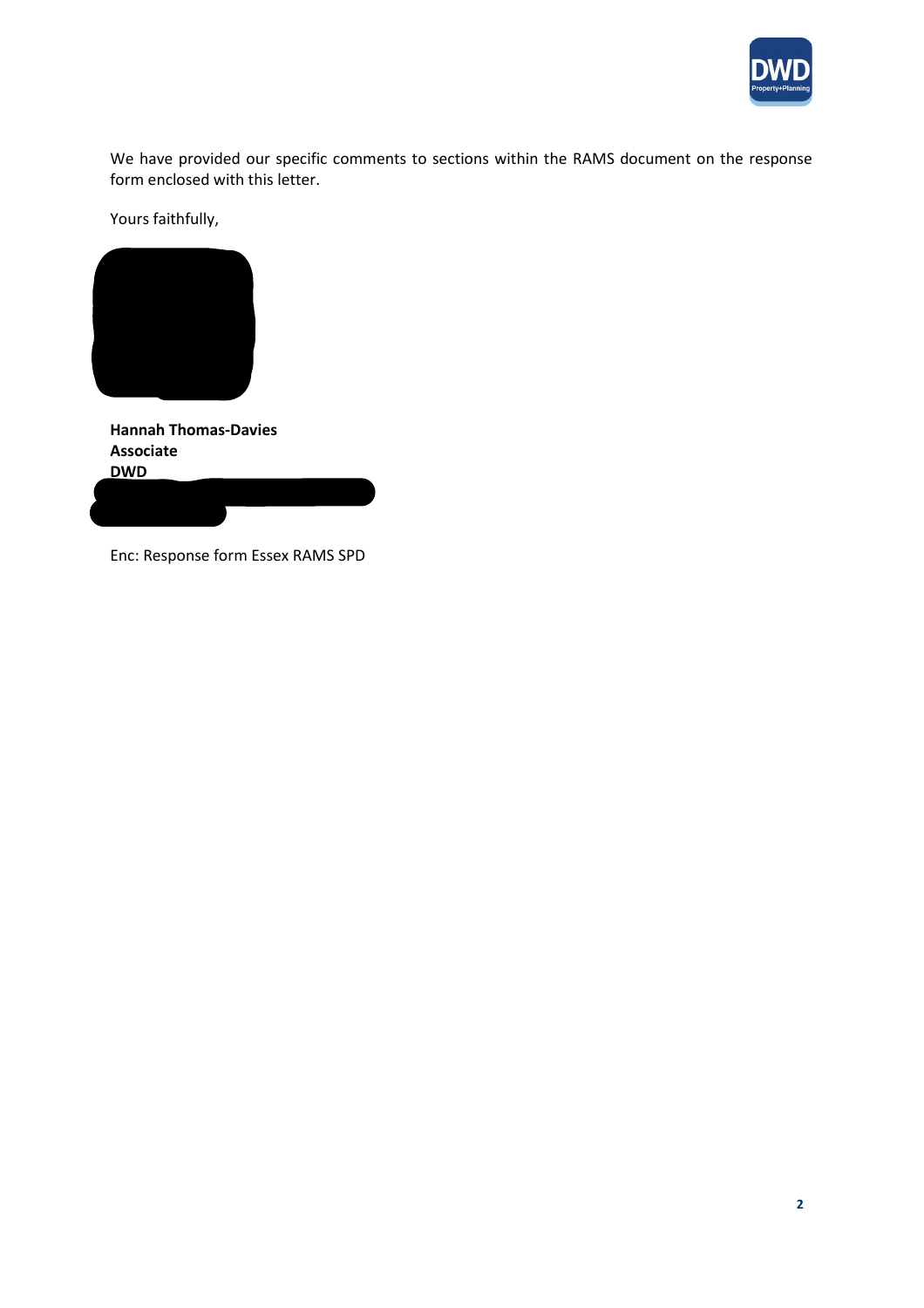We have provided our specific comments to sections within the RAMS document on the response form enclosed with this letter.

Yours faithfully,

**Hannah Thomas-Davies**
**Associate**
**DWD**

Enc: Response form Essex RAMS SPD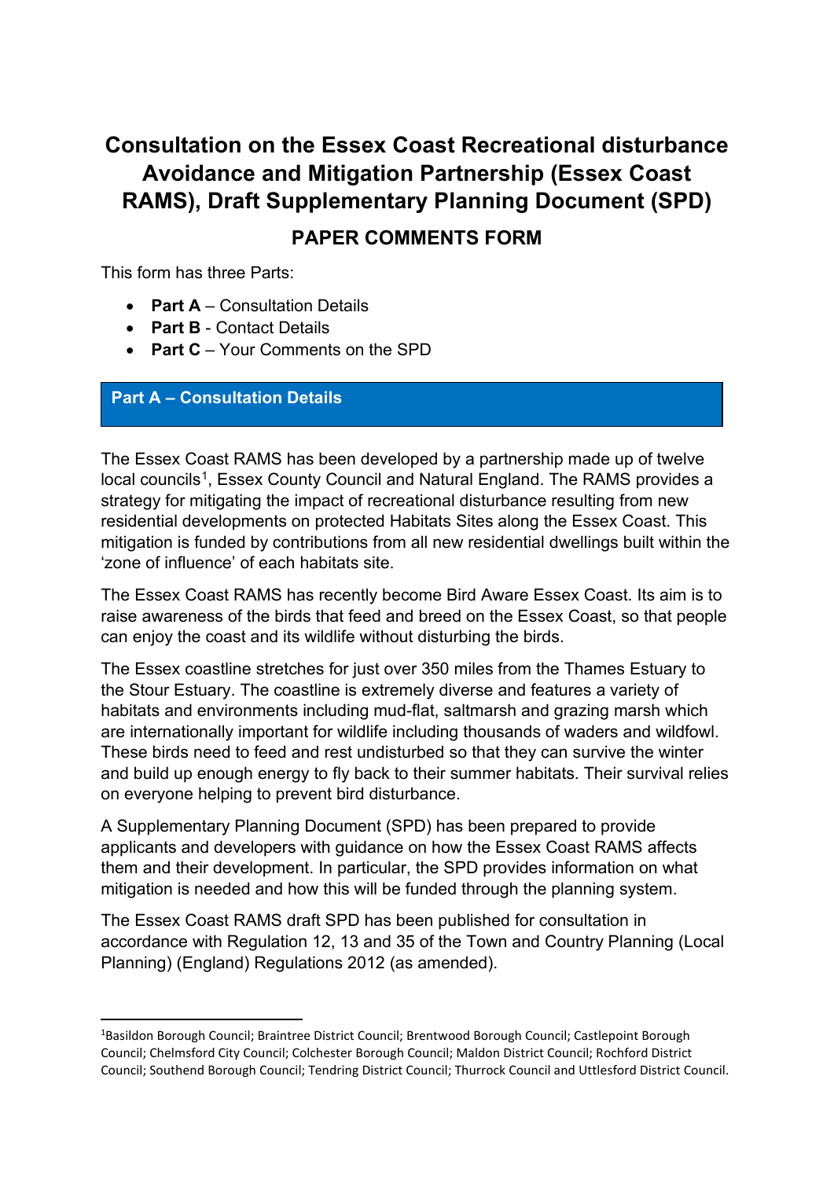# Consultation on the Essex Coast Recreational disturbance Avoidance and Mitigation Partnership (Essex Coast RAMS), Draft Supplementary Planning Document (SPD)

## PAPER COMMENTS FORM

This form has three Parts:

- **Part A** – Consultation Details
- **Part B** - Contact Details
- **Part C** – Your Comments on the SPD

## Part A – Consultation Details

The Essex Coast RAMS has been developed by a partnership made up of twelve local councils[1], Essex County Council and Natural England. The RAMS provides a strategy for mitigating the impact of recreational disturbance resulting from new residential developments on protected Habitats Sites along the Essex Coast. This mitigation is funded by contributions from all new residential dwellings built within the 'zone of influence' of each habitats site.

The Essex Coast RAMS has recently become Bird Aware Essex Coast. Its aim is to raise awareness of the birds that feed and breed on the Essex Coast, so that people can enjoy the coast and its wildlife without disturbing the birds.

The Essex coastline stretches for just over 350 miles from the Thames Estuary to the Stour Estuary. The coastline is extremely diverse and features a variety of habitats and environments including mud-flat, saltmarsh and grazing marsh which are internationally important for wildlife including thousands of waders and wildfowl. These birds need to feed and rest undisturbed so that they can survive the winter and build up enough energy to fly back to their summer habitats. Their survival relies on everyone helping to prevent bird disturbance.

A Supplementary Planning Document (SPD) has been prepared to provide applicants and developers with guidance on how the Essex Coast RAMS affects them and their development. In particular, the SPD provides information on what mitigation is needed and how this will be funded through the planning system.

The Essex Coast RAMS draft SPD has been published for consultation in accordance with Regulation 12, 13 and 35 of the Town and Country Planning (Local Planning) (England) Regulations 2012 (as amended).

[1] Basildon Borough Council; Braintree District Council; Brentwood Borough Council; Castlepoint Borough Council; Chelmsford City Council; Colchester Borough Council; Maldon District Council; Rochford District Council; Southend Borough Council; Tendring District Council; Thurrock Council and Uttlesford District Council.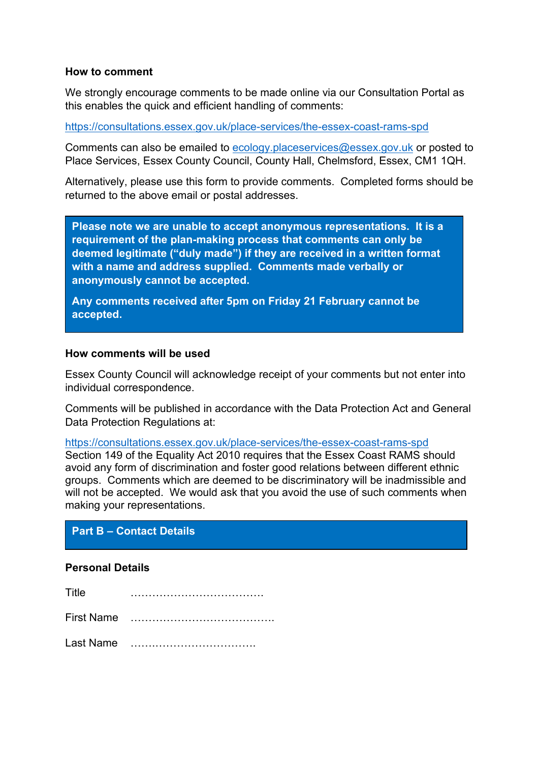## How to comment

We strongly encourage comments to be made online via our Consultation Portal as this enables the quick and efficient handling of comments:

https://consultations.essex.gov.uk/place-services/the-essex-coast-rams-spd

Comments can also be emailed to ecology.placeservices@essex.gov.uk or posted to Place Services, Essex County Council, County Hall, Chelmsford, Essex, CM1 1QH.

Alternatively, please use this form to provide comments. Completed forms should be returned to the above email or postal addresses.

**Please note we are unable to accept anonymous representations. It is a requirement of the plan-making process that comments can only be deemed legitimate ("duly made") if they are received in a written format with a name and address supplied. Comments made verbally or anonymously cannot be accepted.**

**Any comments received after 5pm on Friday 21 February cannot be accepted.**

## How comments will be used

Essex County Council will acknowledge receipt of your comments but not enter into individual correspondence.

Comments will be published in accordance with the Data Protection Act and General Data Protection Regulations at:

https://consultations.essex.gov.uk/place-services/the-essex-coast-rams-spd
Section 149 of the Equality Act 2010 requires that the Essex Coast RAMS should avoid any form of discrimination and foster good relations between different ethnic groups. Comments which are deemed to be discriminatory will be inadmissible and will not be accepted. We would ask that you avoid the use of such comments when making your representations.

## Part B – Contact Details

### Personal Details

Title ……………………………….

First Name ………………………………….

Last Name …………………………….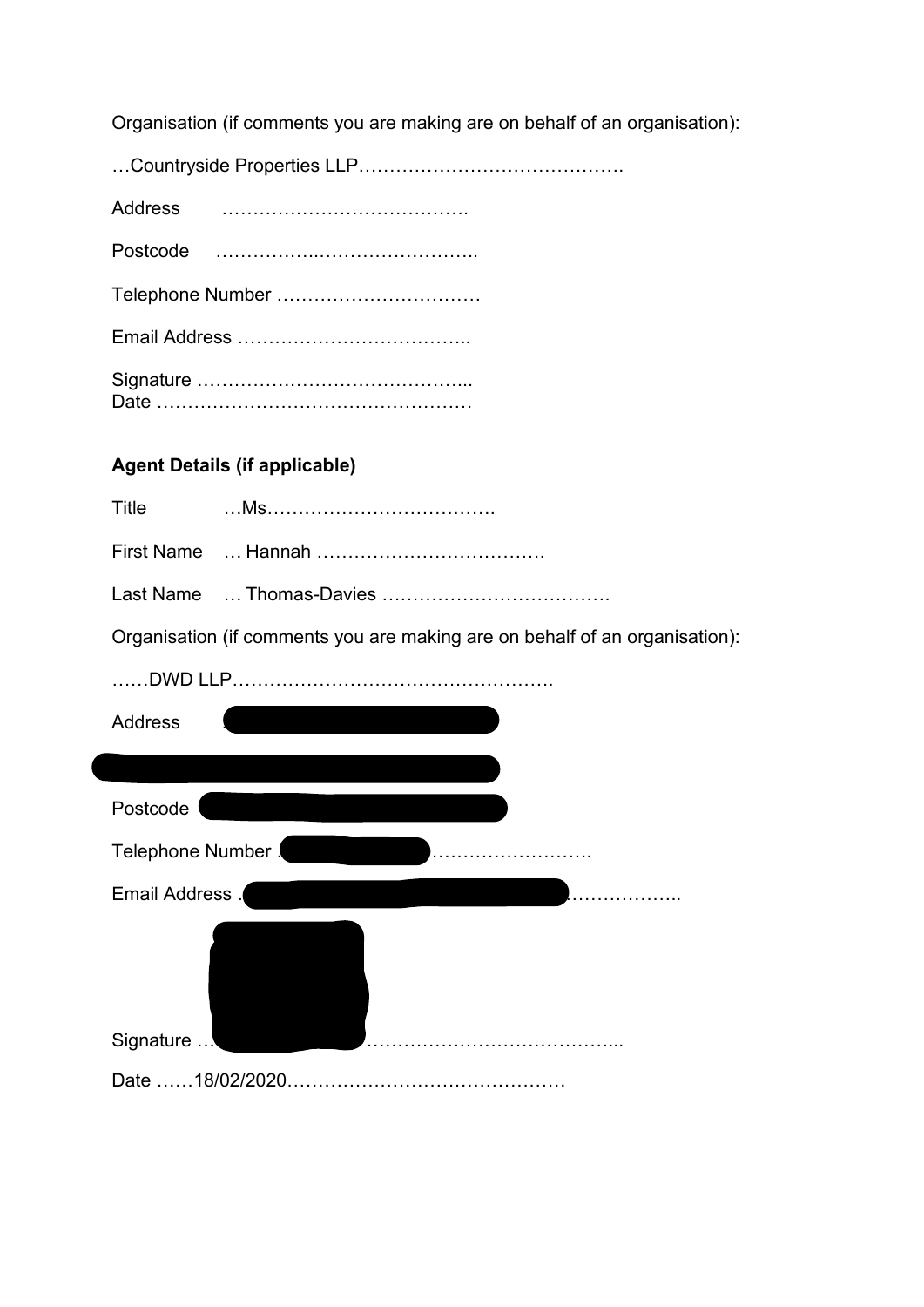Organisation (if comments you are making are on behalf of an organisation):

…Countryside Properties LLP…………………………………….

Address ………………………………….

Postcode ……………..…………………….

Telephone Number ……………………………

Email Address ……………………….……..

Signature ……………………………………...
Date ……………………………………………

**Agent Details (if applicable)**

Title …Ms……………………………….

First Name … Hannah ……………………….……..

Last Name … Thomas-Davies ……………………………….

Organisation (if comments you are making are on behalf of an organisation):

……DWD LLP…………………………………………….

Address

Postcode

Telephone Number …………………….

Email Address ……………..

Signature …………………………………...

Date ……18/02/2020………………………………………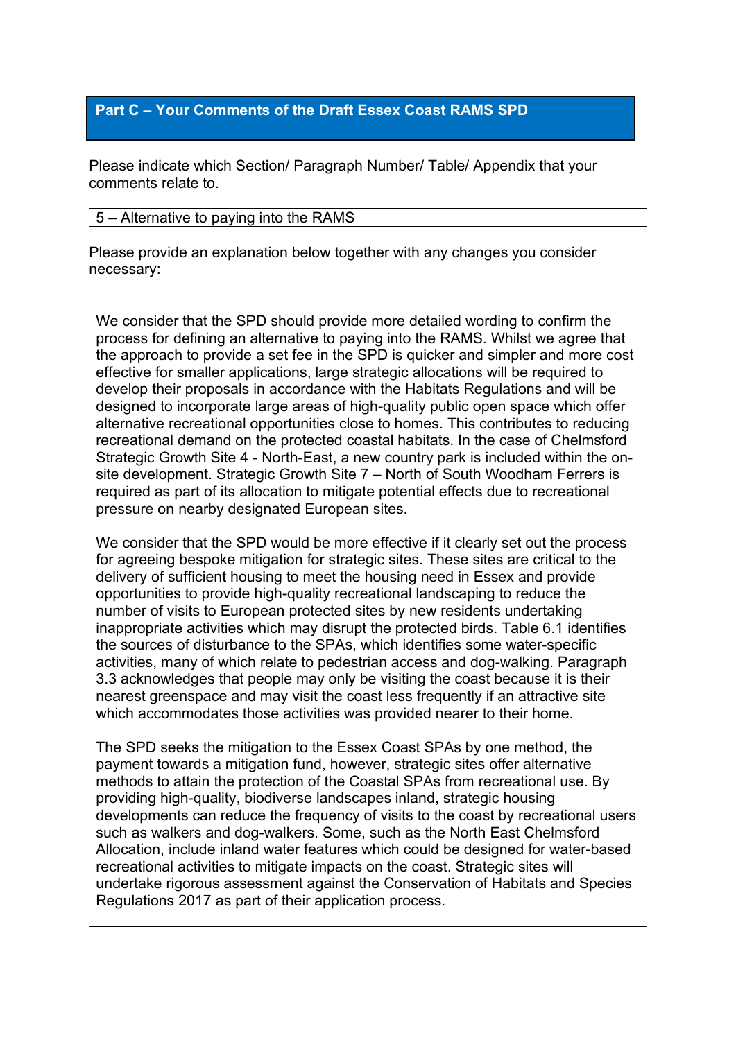## Part C – Your Comments of the Draft Essex Coast RAMS SPD

Please indicate which Section/ Paragraph Number/ Table/ Appendix that your comments relate to.

5 – Alternative to paying into the RAMS

Please provide an explanation below together with any changes you consider necessary:

We consider that the SPD should provide more detailed wording to confirm the process for defining an alternative to paying into the RAMS. Whilst we agree that the approach to provide a set fee in the SPD is quicker and simpler and more cost effective for smaller applications, large strategic allocations will be required to develop their proposals in accordance with the Habitats Regulations and will be designed to incorporate large areas of high-quality public open space which offer alternative recreational opportunities close to homes. This contributes to reducing recreational demand on the protected coastal habitats. In the case of Chelmsford Strategic Growth Site 4 - North-East, a new country park is included within the on-site development. Strategic Growth Site 7 – North of South Woodham Ferrers is required as part of its allocation to mitigate potential effects due to recreational pressure on nearby designated European sites.

We consider that the SPD would be more effective if it clearly set out the process for agreeing bespoke mitigation for strategic sites. These sites are critical to the delivery of sufficient housing to meet the housing need in Essex and provide opportunities to provide high-quality recreational landscaping to reduce the number of visits to European protected sites by new residents undertaking inappropriate activities which may disrupt the protected birds. Table 6.1 identifies the sources of disturbance to the SPAs, which identifies some water-specific activities, many of which relate to pedestrian access and dog-walking. Paragraph 3.3 acknowledges that people may only be visiting the coast because it is their nearest greenspace and may visit the coast less frequently if an attractive site which accommodates those activities was provided nearer to their home.

The SPD seeks the mitigation to the Essex Coast SPAs by one method, the payment towards a mitigation fund, however, strategic sites offer alternative methods to attain the protection of the Coastal SPAs from recreational use. By providing high-quality, biodiverse landscapes inland, strategic housing developments can reduce the frequency of visits to the coast by recreational users such as walkers and dog-walkers. Some, such as the North East Chelmsford Allocation, include inland water features which could be designed for water-based recreational activities to mitigate impacts on the coast. Strategic sites will undertake rigorous assessment against the Conservation of Habitats and Species Regulations 2017 as part of their application process.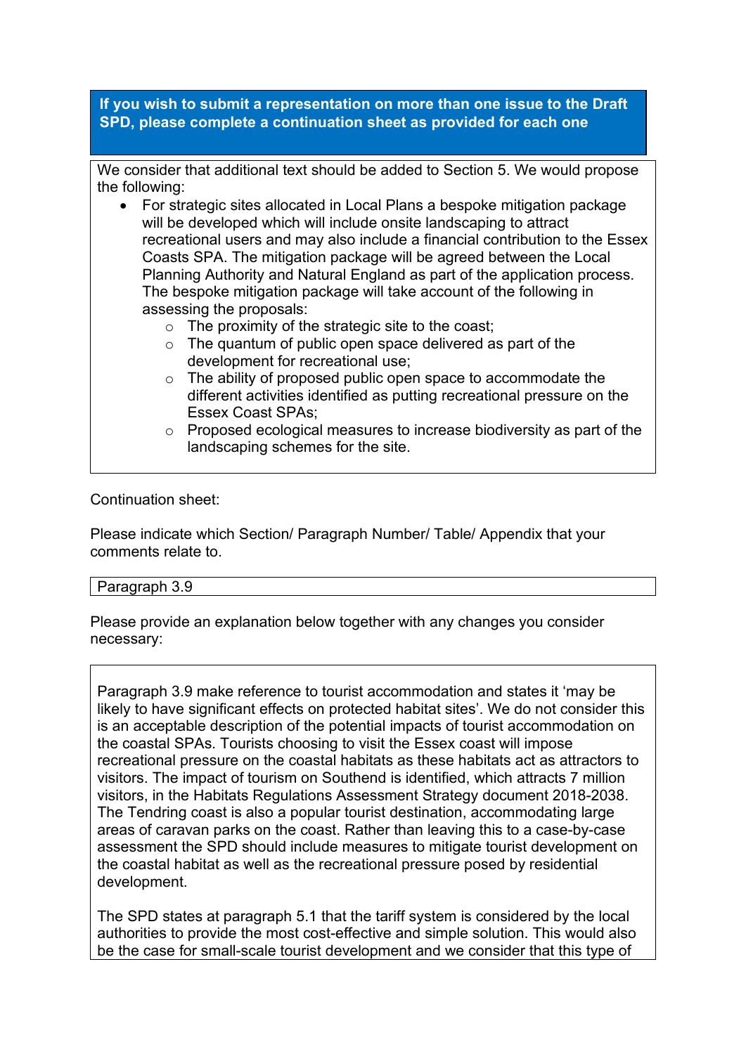**If you wish to submit a representation on more than one issue to the Draft SPD, please complete a continuation sheet as provided for each one**

We consider that additional text should be added to Section 5. We would propose the following:

- For strategic sites allocated in Local Plans a bespoke mitigation package will be developed which will include onsite landscaping to attract recreational users and may also include a financial contribution to the Essex Coasts SPA. The mitigation package will be agreed between the Local Planning Authority and Natural England as part of the application process. The bespoke mitigation package will take account of the following in assessing the proposals:
  - The proximity of the strategic site to the coast;
  - The quantum of public open space delivered as part of the development for recreational use;
  - The ability of proposed public open space to accommodate the different activities identified as putting recreational pressure on the Essex Coast SPAs;
  - Proposed ecological measures to increase biodiversity as part of the landscaping schemes for the site.

Continuation sheet:

Please indicate which Section/ Paragraph Number/ Table/ Appendix that your comments relate to.

Paragraph 3.9

Please provide an explanation below together with any changes you consider necessary:

Paragraph 3.9 make reference to tourist accommodation and states it 'may be likely to have significant effects on protected habitat sites'. We do not consider this is an acceptable description of the potential impacts of tourist accommodation on the coastal SPAs. Tourists choosing to visit the Essex coast will impose recreational pressure on the coastal habitats as these habitats act as attractors to visitors. The impact of tourism on Southend is identified, which attracts 7 million visitors, in the Habitats Regulations Assessment Strategy document 2018-2038. The Tendring coast is also a popular tourist destination, accommodating large areas of caravan parks on the coast. Rather than leaving this to a case-by-case assessment the SPD should include measures to mitigate tourist development on the coastal habitat as well as the recreational pressure posed by residential development.

The SPD states at paragraph 5.1 that the tariff system is considered by the local authorities to provide the most cost-effective and simple solution. This would also be the case for small-scale tourist development and we consider that this type of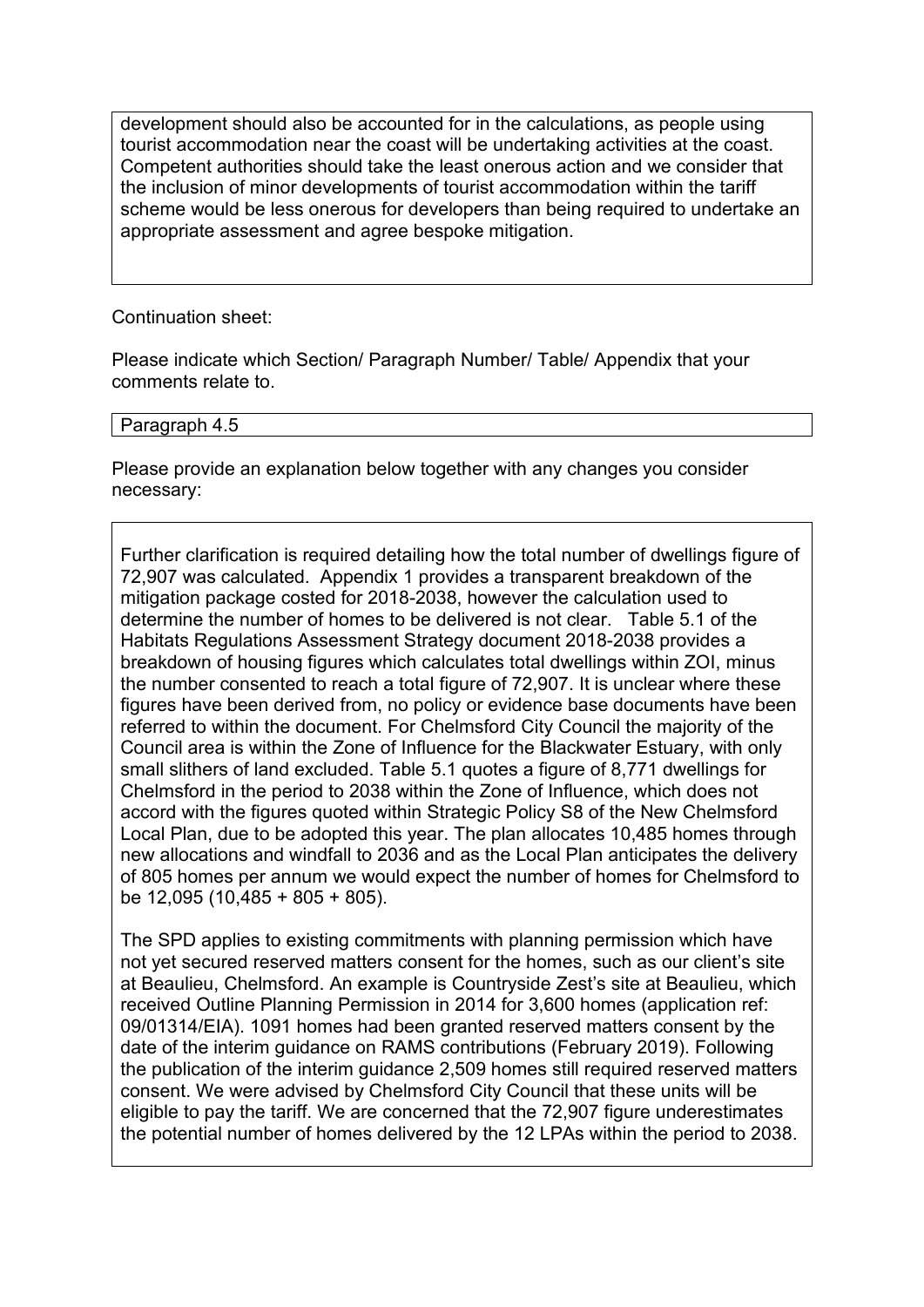development should also be accounted for in the calculations, as people using tourist accommodation near the coast will be undertaking activities at the coast. Competent authorities should take the least onerous action and we consider that the inclusion of minor developments of tourist accommodation within the tariff scheme would be less onerous for developers than being required to undertake an appropriate assessment and agree bespoke mitigation.

Continuation sheet:

Please indicate which Section/ Paragraph Number/ Table/ Appendix that your comments relate to.

Paragraph 4.5

Please provide an explanation below together with any changes you consider necessary:

Further clarification is required detailing how the total number of dwellings figure of 72,907 was calculated. Appendix 1 provides a transparent breakdown of the mitigation package costed for 2018-2038, however the calculation used to determine the number of homes to be delivered is not clear. Table 5.1 of the Habitats Regulations Assessment Strategy document 2018-2038 provides a breakdown of housing figures which calculates total dwellings within ZOI, minus the number consented to reach a total figure of 72,907. It is unclear where these figures have been derived from, no policy or evidence base documents have been referred to within the document. For Chelmsford City Council the majority of the Council area is within the Zone of Influence for the Blackwater Estuary, with only small slithers of land excluded. Table 5.1 quotes a figure of 8,771 dwellings for Chelmsford in the period to 2038 within the Zone of Influence, which does not accord with the figures quoted within Strategic Policy S8 of the New Chelmsford Local Plan, due to be adopted this year. The plan allocates 10,485 homes through new allocations and windfall to 2036 and as the Local Plan anticipates the delivery of 805 homes per annum we would expect the number of homes for Chelmsford to be 12,095 (10,485 + 805 + 805).

The SPD applies to existing commitments with planning permission which have not yet secured reserved matters consent for the homes, such as our client's site at Beaulieu, Chelmsford. An example is Countryside Zest's site at Beaulieu, which received Outline Planning Permission in 2014 for 3,600 homes (application ref: 09/01314/EIA). 1091 homes had been granted reserved matters consent by the date of the interim guidance on RAMS contributions (February 2019). Following the publication of the interim guidance 2,509 homes still required reserved matters consent. We were advised by Chelmsford City Council that these units will be eligible to pay the tariff. We are concerned that the 72,907 figure underestimates the potential number of homes delivered by the 12 LPAs within the period to 2038.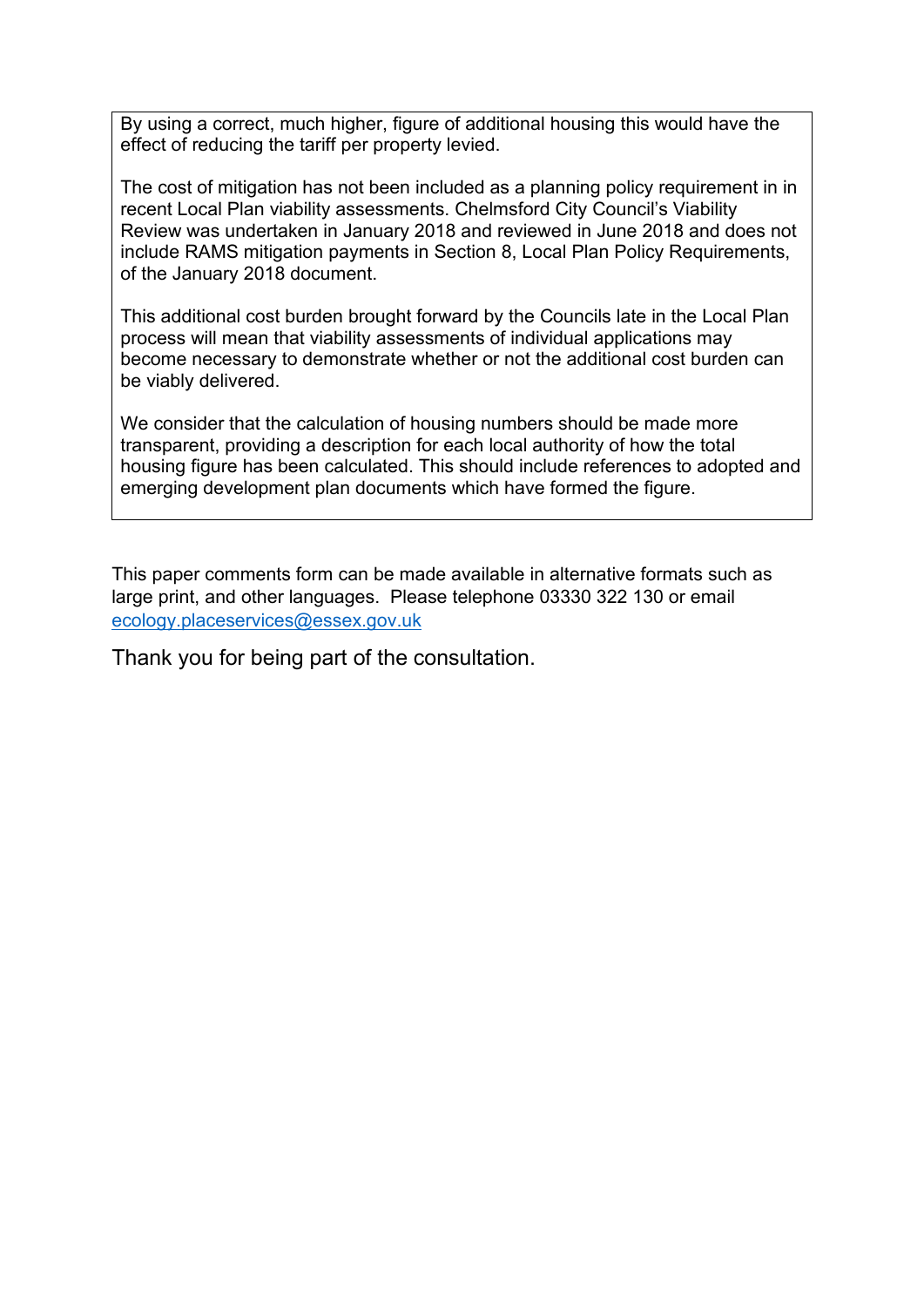By using a correct, much higher, figure of additional housing this would have the effect of reducing the tariff per property levied.

The cost of mitigation has not been included as a planning policy requirement in in recent Local Plan viability assessments. Chelmsford City Council's Viability Review was undertaken in January 2018 and reviewed in June 2018 and does not include RAMS mitigation payments in Section 8, Local Plan Policy Requirements, of the January 2018 document.

This additional cost burden brought forward by the Councils late in the Local Plan process will mean that viability assessments of individual applications may become necessary to demonstrate whether or not the additional cost burden can be viably delivered.

We consider that the calculation of housing numbers should be made more transparent, providing a description for each local authority of how the total housing figure has been calculated. This should include references to adopted and emerging development plan documents which have formed the figure.

This paper comments form can be made available in alternative formats such as large print, and other languages. Please telephone 03330 322 130 or email [ecology.placeservices@essex.gov.uk](mailto:ecology.placeservices@essex.gov.uk)

Thank you for being part of the consultation.